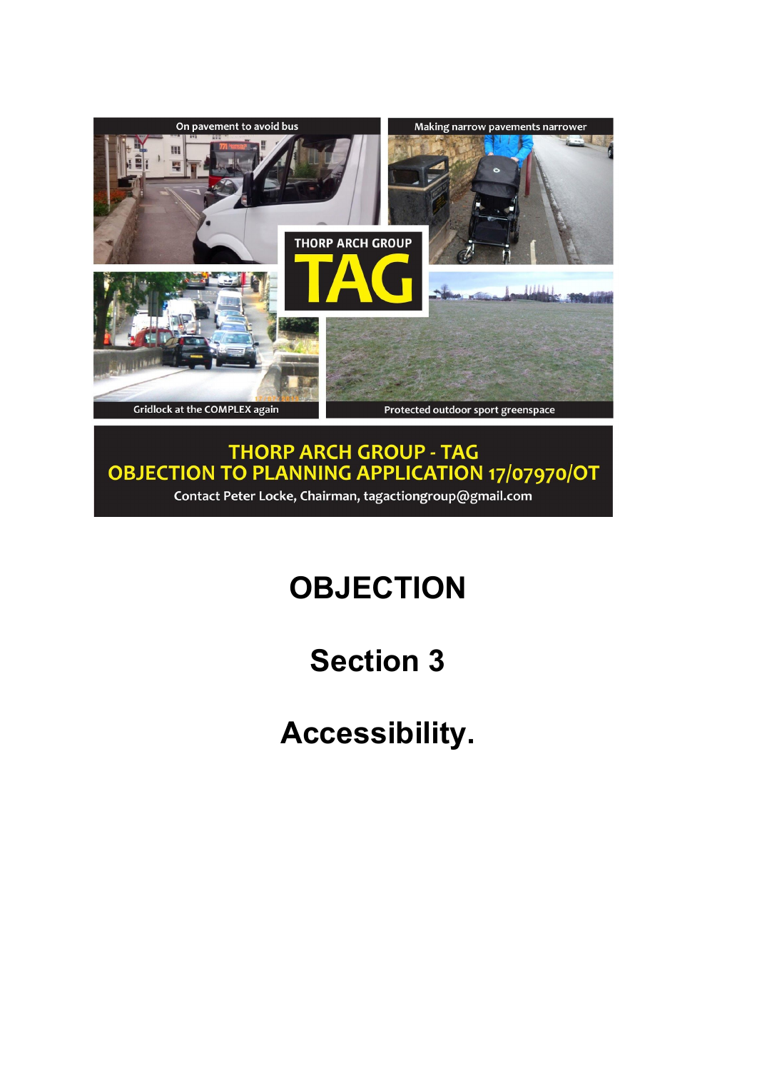On pavement to avoid bus

Making narrow pavements narrower

THORP ARCH GROUP

TAG

Gridlock at the COMPLEX again

Protected outdoor sport greenspace

**THORP ARCH GROUP - TAG**
**OBJECTION TO PLANNING APPLICATION 17/07970/OT**
Contact Peter Locke, Chairman, tagactiongroup@gmail.com

# OBJECTION

# Section 3

# Accessibility.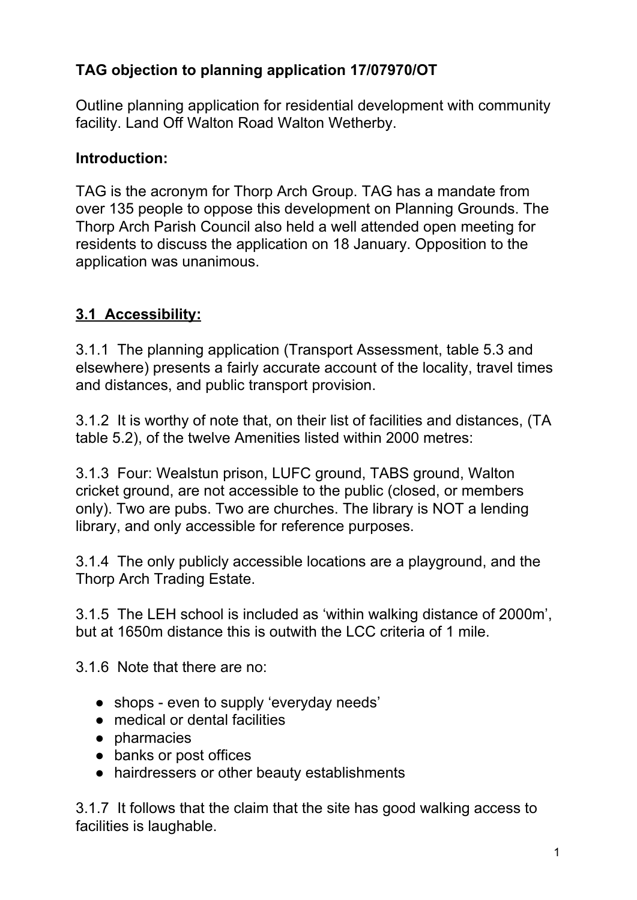**TAG objection to planning application 17/07970/OT**

Outline planning application for residential development with community facility. Land Off Walton Road Walton Wetherby.

**Introduction:**

TAG is the acronym for Thorp Arch Group. TAG has a mandate from over 135 people to oppose this development on Planning Grounds. The Thorp Arch Parish Council also held a well attended open meeting for residents to discuss the application on 18 January. Opposition to the application was unanimous.

## **3.1 Accessibility:**

3.1.1 The planning application (Transport Assessment, table 5.3 and elsewhere) presents a fairly accurate account of the locality, travel times and distances, and public transport provision.

3.1.2 It is worthy of note that, on their list of facilities and distances, (TA table 5.2), of the twelve Amenities listed within 2000 metres:

3.1.3 Four: Wealstun prison, LUFC ground, TABS ground, Walton cricket ground, are not accessible to the public (closed, or members only). Two are pubs. Two are churches. The library is NOT a lending library, and only accessible for reference purposes.

3.1.4 The only publicly accessible locations are a playground, and the Thorp Arch Trading Estate.

3.1.5 The LEH school is included as 'within walking distance of 2000m', but at 1650m distance this is outwith the LCC criteria of 1 mile.

3.1.6 Note that there are no:

- shops - even to supply 'everyday needs'
- medical or dental facilities
- pharmacies
- banks or post offices
- hairdressers or other beauty establishments

3.1.7 It follows that the claim that the site has good walking access to facilities is laughable.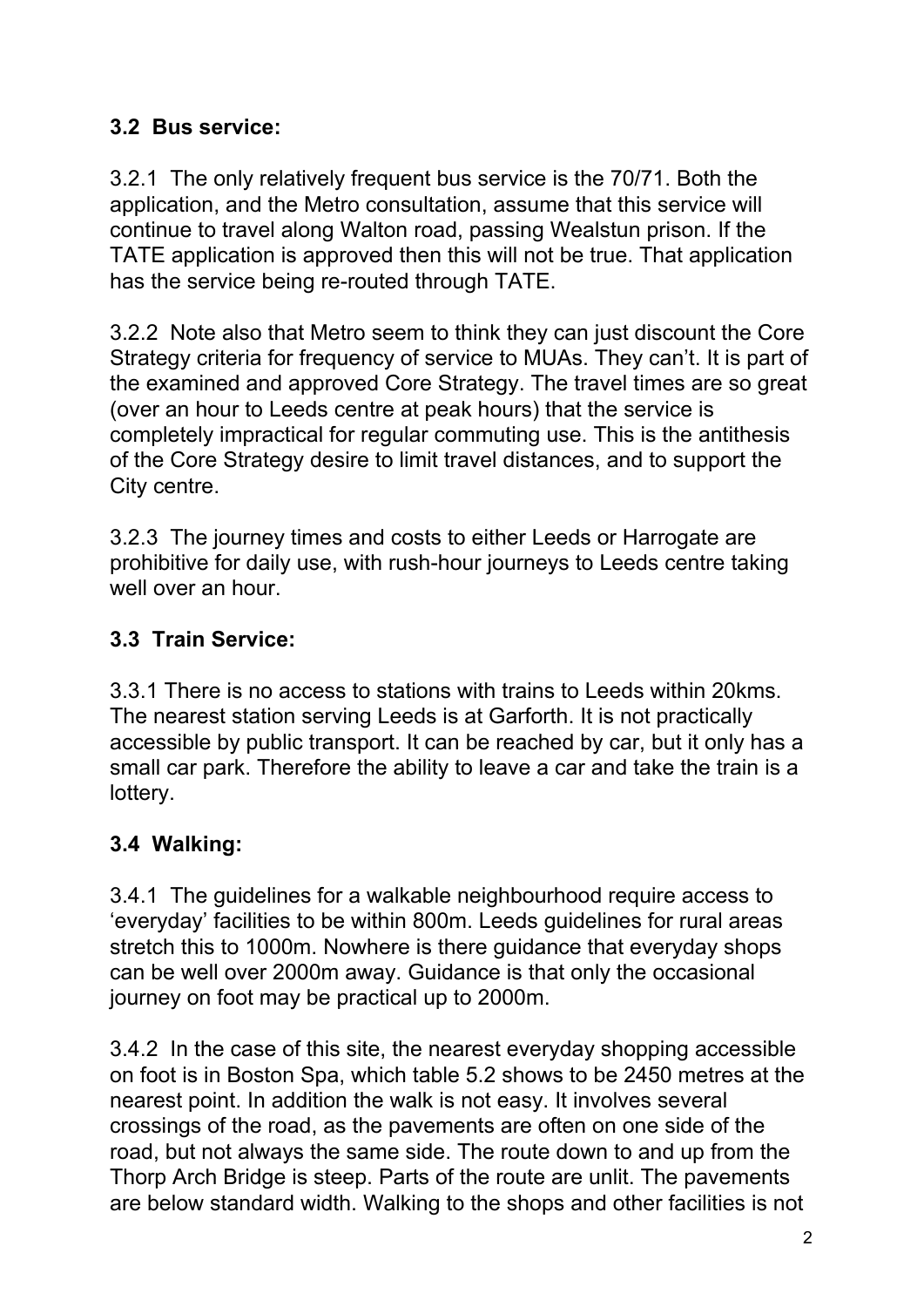### 3.2 Bus service:

3.2.1 The only relatively frequent bus service is the 70/71. Both the application, and the Metro consultation, assume that this service will continue to travel along Walton road, passing Wealstun prison. If the TATE application is approved then this will not be true. That application has the service being re-routed through TATE.

3.2.2 Note also that Metro seem to think they can just discount the Core Strategy criteria for frequency of service to MUAs. They can't. It is part of the examined and approved Core Strategy. The travel times are so great (over an hour to Leeds centre at peak hours) that the service is completely impractical for regular commuting use. This is the antithesis of the Core Strategy desire to limit travel distances, and to support the City centre.

3.2.3 The journey times and costs to either Leeds or Harrogate are prohibitive for daily use, with rush-hour journeys to Leeds centre taking well over an hour.

### 3.3 Train Service:

3.3.1 There is no access to stations with trains to Leeds within 20kms. The nearest station serving Leeds is at Garforth. It is not practically accessible by public transport. It can be reached by car, but it only has a small car park. Therefore the ability to leave a car and take the train is a lottery.

### 3.4 Walking:

3.4.1 The guidelines for a walkable neighbourhood require access to 'everyday' facilities to be within 800m. Leeds guidelines for rural areas stretch this to 1000m. Nowhere is there guidance that everyday shops can be well over 2000m away. Guidance is that only the occasional journey on foot may be practical up to 2000m.

3.4.2 In the case of this site, the nearest everyday shopping accessible on foot is in Boston Spa, which table 5.2 shows to be 2450 metres at the nearest point. In addition the walk is not easy. It involves several crossings of the road, as the pavements are often on one side of the road, but not always the same side. The route down to and up from the Thorp Arch Bridge is steep. Parts of the route are unlit. The pavements are below standard width. Walking to the shops and other facilities is not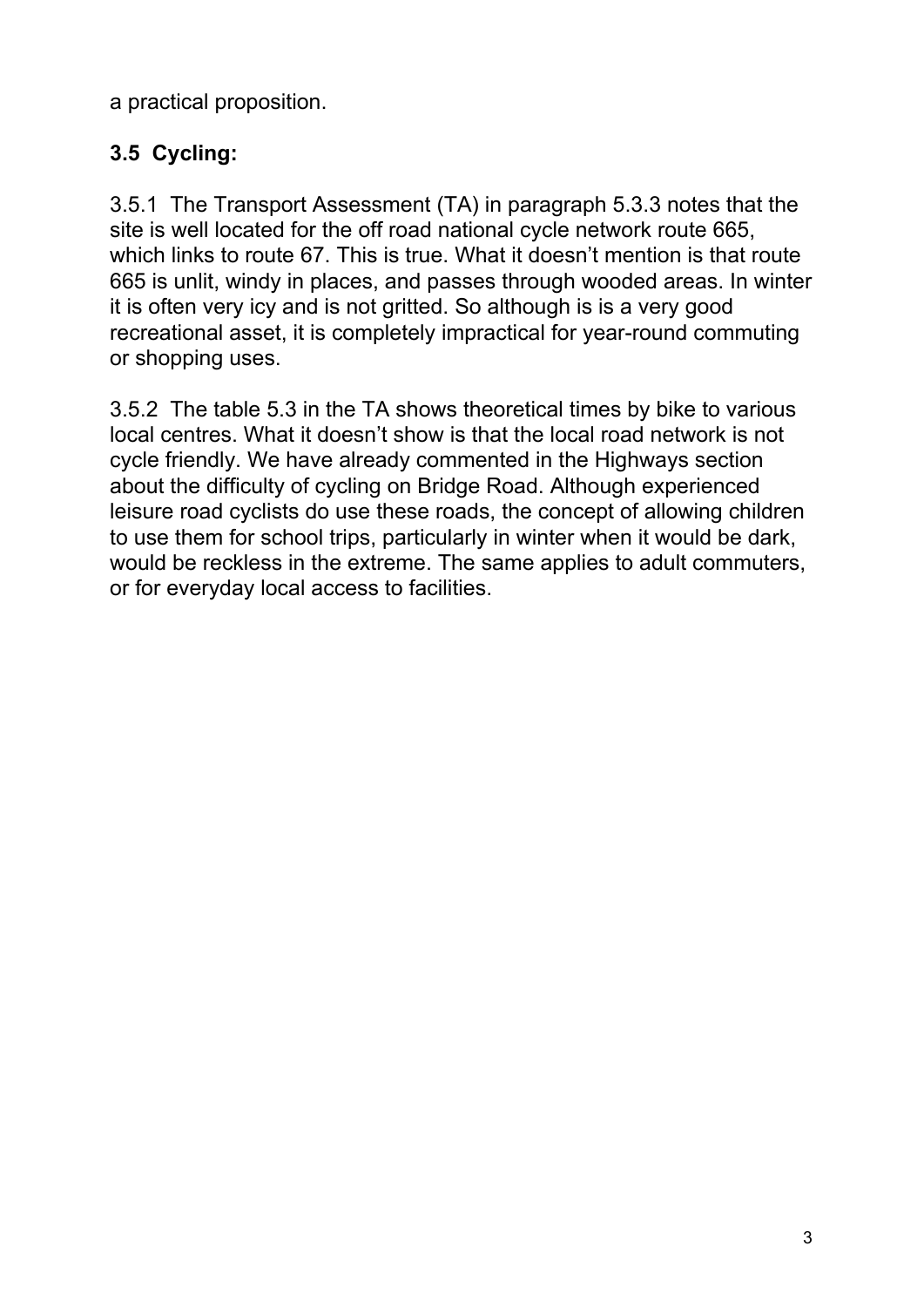a practical proposition.

### 3.5 Cycling:

3.5.1 The Transport Assessment (TA) in paragraph 5.3.3 notes that the site is well located for the off road national cycle network route 665, which links to route 67. This is true. What it doesn't mention is that route 665 is unlit, windy in places, and passes through wooded areas. In winter it is often very icy and is not gritted. So although is is a very good recreational asset, it is completely impractical for year-round commuting or shopping uses.

3.5.2 The table 5.3 in the TA shows theoretical times by bike to various local centres. What it doesn't show is that the local road network is not cycle friendly. We have already commented in the Highways section about the difficulty of cycling on Bridge Road. Although experienced leisure road cyclists do use these roads, the concept of allowing children to use them for school trips, particularly in winter when it would be dark, would be reckless in the extreme. The same applies to adult commuters, or for everyday local access to facilities.